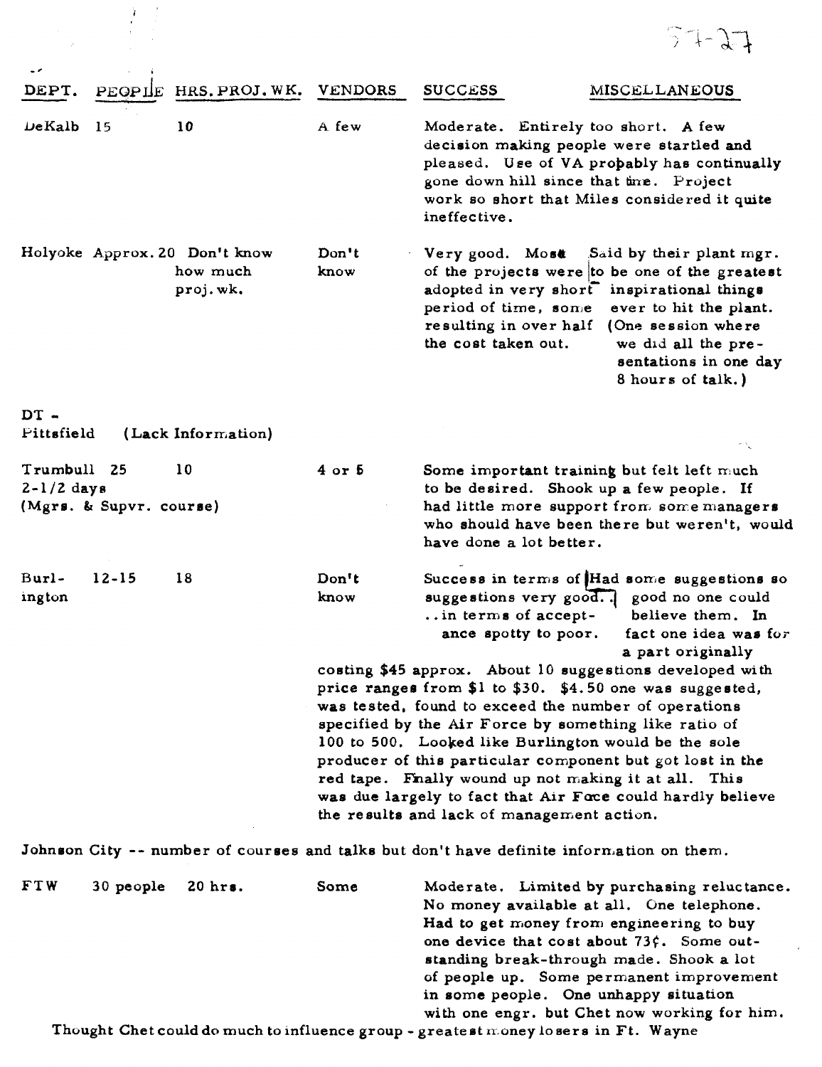57-27

| DEPT. | PEOPLE | HRS. PROJ. WK. | VENDORS | SUCCESS | MISCELLANEOUS |
|---|---|---|---|---|---|
| DeKalb | 15 | 10 | A few | Moderate. Entirely too short. A few decision making people were startled and pleased. Use of VA probably has continually gone down hill since that time. Project work so short that Miles considered it quite ineffective. | |
| Holyoke | Approx. 20 | Don't know how much proj. wk. | Don't know | Very good. Most of the projects were adopted in very short period of time, some resulting in over half the cost taken out. | Said by their plant mgr. to be one of the greatest inspirational things ever to hit the plant. (One session where we did all the presentations in one day 8 hours of talk.) |
| DT - Pittsfield | (Lack Information) | | | | |
| Trumbull 2-1/2 days (Mgrs. & Supvr. course) | 25 | 10 | 4 or 5 | Some important training but felt left much to be desired. Shook up a few people. If had little more support from some managers who should have been there but weren't, would have done a lot better. | |
| Burlington | 12-15 | 18 | Don't know | Success in terms of suggestions very good. ..in terms of acceptance spotty to poor. | Had some suggestions so good no one could believe them. In fact one idea was for a part originally costing $45 approx. About 10 suggestions developed with price ranges from $1 to $30. $4.50 one was suggested, was tested, found to exceed the number of operations specified by the Air Force by something like ratio of 100 to 500. Looked like Burlington would be the sole producer of this particular component but got lost in the red tape. Finally wound up not making it at all. This was due largely to fact that Air Force could hardly believe the results and lack of management action. |
| Johnson City -- number of courses and talks but don't have definite information on them. | | | | | |
| FTW | 30 people | 20 hrs. | Some | Moderate. Limited by purchasing reluctance. No money available at all. One telephone. Had to get money from engineering to buy one device that cost about 73¢. Some outstanding break-through made. Shook a lot of people up. Some permanent improvement in some people. One unhappy situation with one engr. but Chet now working for him. | |

Thought Chet could do much to influence group - greatest money losers in Ft. Wayne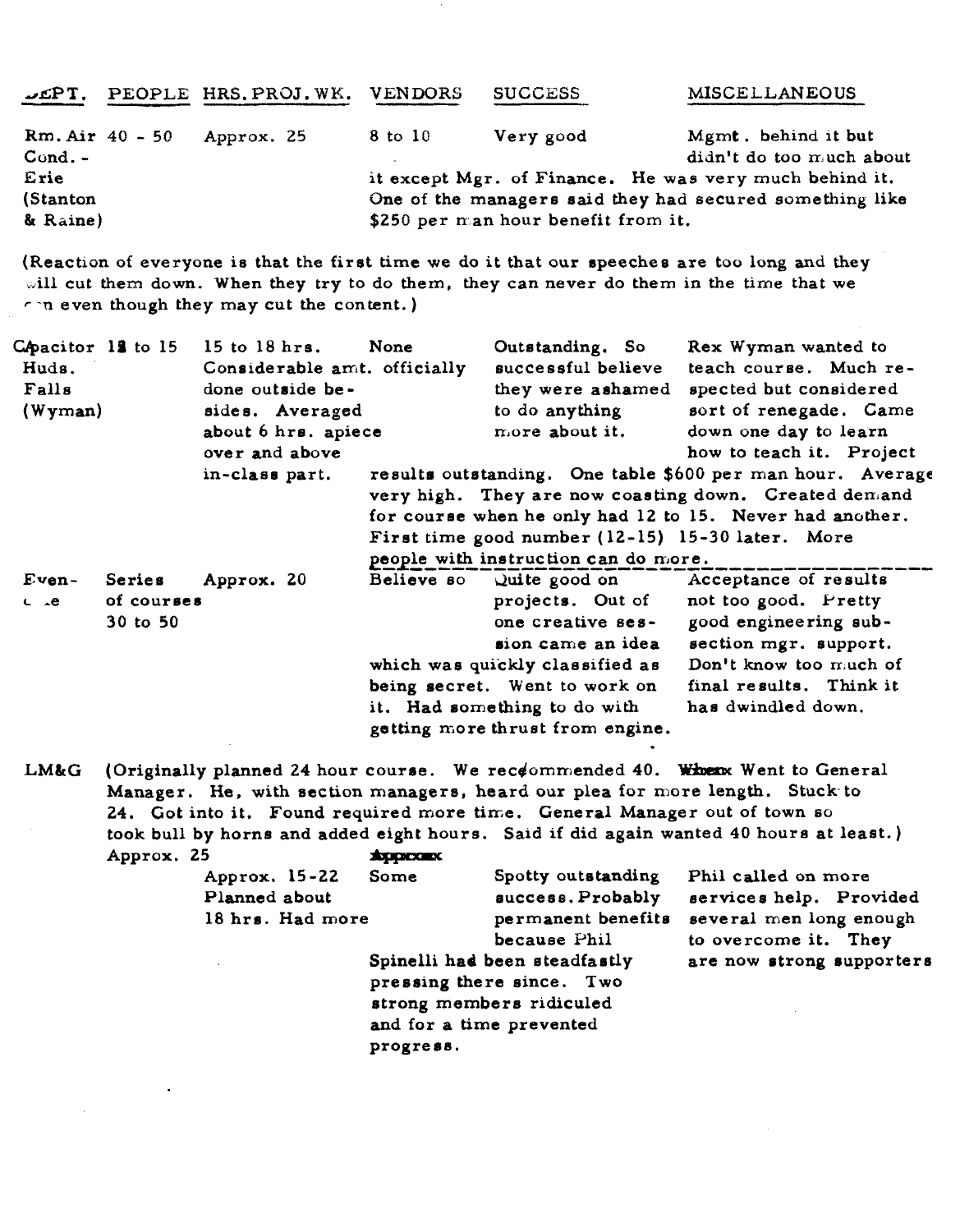| DEPT. | PEOPLE | HRS. PROJ. WK. | VENDORS | SUCCESS | MISCELLANEOUS |
|---|---|---|---|---|---|
| Rm. Air Cond. - Erie (Stanton & Raine) | 40 - 50 | Approx. 25 | 8 to 10 | Very good | Mgmt. behind it but didn't do too much about it except Mgr. of Finance. He was very much behind it. One of the managers said they had secured something like $250 per man hour benefit from it. |

(Reaction of everyone is that the first time we do it that our speeches are too long and they will cut them down. When they try to do them, they can never do them in the time that we can even though they may cut the content.)

| DEPT. | PEOPLE | HRS. PROJ. WK. | VENDORS | SUCCESS | MISCELLANEOUS |
|---|---|---|---|---|---|
| Capacitor Huds. Falls (Wyman) | 12 to 15 | 15 to 18 hrs. Considerable amt. officially done outside besides. Averaged about 6 hrs. apiece over and above in-class part. | None | Outstanding. So successful believe they were ashamed to do anything more about it. | Rex Wyman wanted to teach course. Much respected but considered sort of renegade. Came down one day to learn how to teach it. Project results outstanding. One table $600 per man hour. Average very high. They are now coasting down. Created demand for course when he only had 12 to 15. Never had another. First time good number (12-15) 15-30 later. More people with instruction can do more. |
| Even-dale | Series of courses 30 to 50 | Approx. 20 | Believe so | Quite good on projects. Out of one creative session came an idea which was quickly classified as being secret. Went to work on it. Had something to do with getting more thrust from engine. | Acceptance of results not too good. Pretty good engineering subsection mgr. support. Don't know too much of final results. Think it has dwindled down. |

LM&G (Originally planned 24 hour course. We recommended 40. Went to General Manager. He, with section managers, heard our plea for more length. Stuck to 24. Got into it. Found required more time. General Manager out of town so took bull by horns and added eight hours. Said if did again wanted 40 hours at least.)

| DEPT. | PEOPLE | HRS. PROJ. WK. | VENDORS | SUCCESS | MISCELLANEOUS |
|---|---|---|---|---|---|
| LM&G | Approx. 25 | Approx. 15-22 Planned about 18 hrs. Had more | Some | Spotty outstanding success. Probably permanent benefits because Phil Spinelli had been steadfastly pressing there since. Two strong members ridiculed and for a time prevented progress. | Phil called on more services help. Provided several men long enough to overcome it. They are now strong supporters |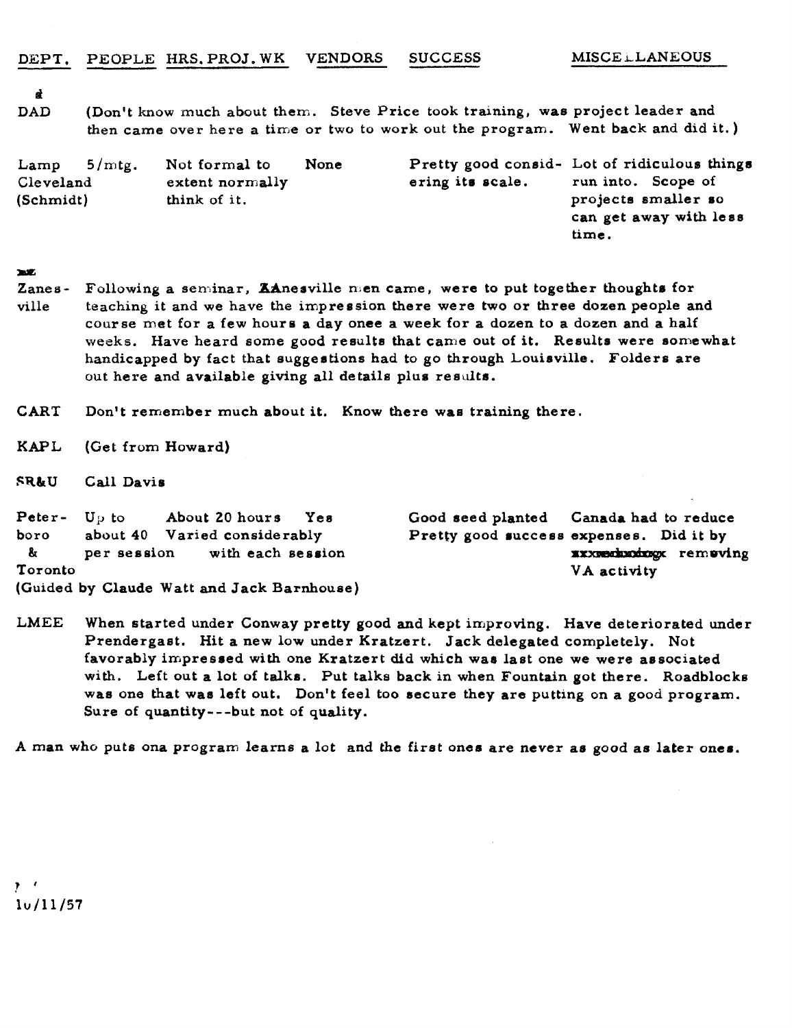| DEPT. | PEOPLE | HRS. PROJ. WK | VENDORS | SUCCESS | MISCELLANEOUS |
|---|---|---|---|---|---|

DAD (Don't know much about them. Steve Price took training, was project leader and then came over here a time or two to work out the program. Went back and did it.)

| DEPT. | PEOPLE | HRS. PROJ. WK | VENDORS | SUCCESS | MISCELLANEOUS |
|---|---|---|---|---|---|
| Lamp Cleveland (Schmidt) | 5/mtg. | Not formal to extent normally think of it. | None | Pretty good considering its scale. | Lot of ridiculous things run into. Scope of projects smaller so can get away with less time. |

Zanesville Following a seminar, ZAnesville men came, were to put together thoughts for teaching it and we have the impression there were two or three dozen people and course met for a few hours a day onee a week for a dozen to a dozen and a half weeks. Have heard some good results that came out of it. Results were somewhat handicapped by fact that suggestions had to go through Louisville. Folders are out here and available giving all details plus results.

CART Don't remember much about it. Know there was training there.

KAPL (Get from Howard)

SR&U Call Davis

| DEPT. | PEOPLE | HRS. PROJ. WK | VENDORS | SUCCESS | MISCELLANEOUS |
|---|---|---|---|---|---|
| Peterboro & Toronto | Up to about 40 per session | About 20 hours Varied considerably with each session | Yes | Good seed planted Pretty good success | Canada had to reduce expenses. Did it by ~~xxxxxx~~ removing VA activity |

(Guided by Claude Watt and Jack Barnhouse)

LMEE When started under Conway pretty good and kept improving. Have deteriorated under Prendergast. Hit a new low under Kratzert. Jack delegated completely. Not favorably impressed with one Kratzert did which was last one we were associated with. Left out a lot of talks. Put talks back in when Fountain got there. Roadblocks was one that was left out. Don't feel too secure they are putting on a good program. Sure of quantity---but not of quality.

A man who puts ona program learns a lot and the first ones are never as good as later ones.

10/11/57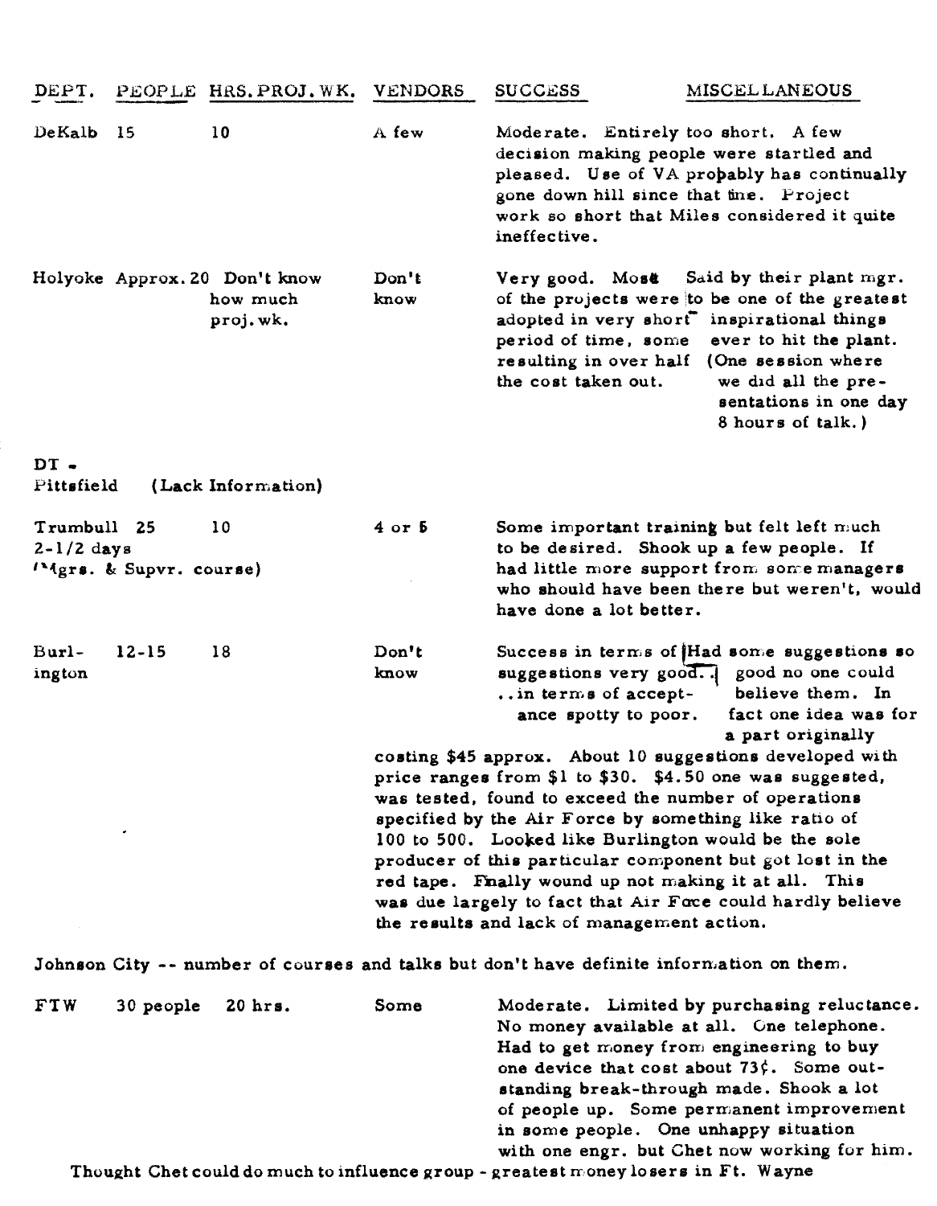| DEPT. | PEOPLE | HRS. PROJ. WK. | VENDORS | SUCCESS | MISCELLANEOUS |
|---|---|---|---|---|---|
| DeKalb | 15 | 10 | A few | Moderate. Entirely too short. A few decision making people were startled and pleased. Use of VA probably has continually gone down hill since that time. Project work so short that Miles considered it quite ineffective. | |
| Holyoke | Approx. 20 | Don't know how much proj. wk. | Don't know | Very good. Most of the projects were adopted in very short period of time, some resulting in over half the cost taken out. | Said by their plant mgr. to be one of the greatest inspirational things ever to hit the plant. (One session where we did all the presentations in one day 8 hours of talk.) |
| DT - Pittsfield | (Lack Information) | | | | |
| Trumbull 2-1/2 days (Mgrs. & Supvr. course) | 25 | 10 | 4 or 5 | Some important training but felt left much to be desired. Shook up a few people. If had little more support from some managers who should have been there but weren't, would have done a lot better. | |
| Burlington | 12-15 | 18 | Don't know | Success in terms of suggestions very good... in terms of acceptance spotty to poor. | Had some suggestions so good no one could believe them. In fact one idea was for a part originally costing $45 approx. About 10 suggestions developed with price ranges from $1 to $30. $4.50 one was suggested, was tested, found to exceed the number of operations specified by the Air Force by something like ratio of 100 to 500. Looked like Burlington would be the sole producer of this particular component but got lost in the red tape. Finally wound up not making it at all. This was due largely to fact that Air Force could hardly believe the results and lack of management action. |
| Johnson City -- number of courses and talks but don't have definite information on them. | | | | | |
| FTW | 30 people | 20 hrs. | Some | Moderate. Limited by purchasing reluctance. No money available at all. One telephone. Had to get money from engineering to buy one device that cost about 73¢. Some outstanding break-through made. Shook a lot of people up. Some permanent improvement in some people. One unhappy situation with one engr. but Chet now working for him. | |

Thought Chet could do much to influence group - greatest money losers in Ft. Wayne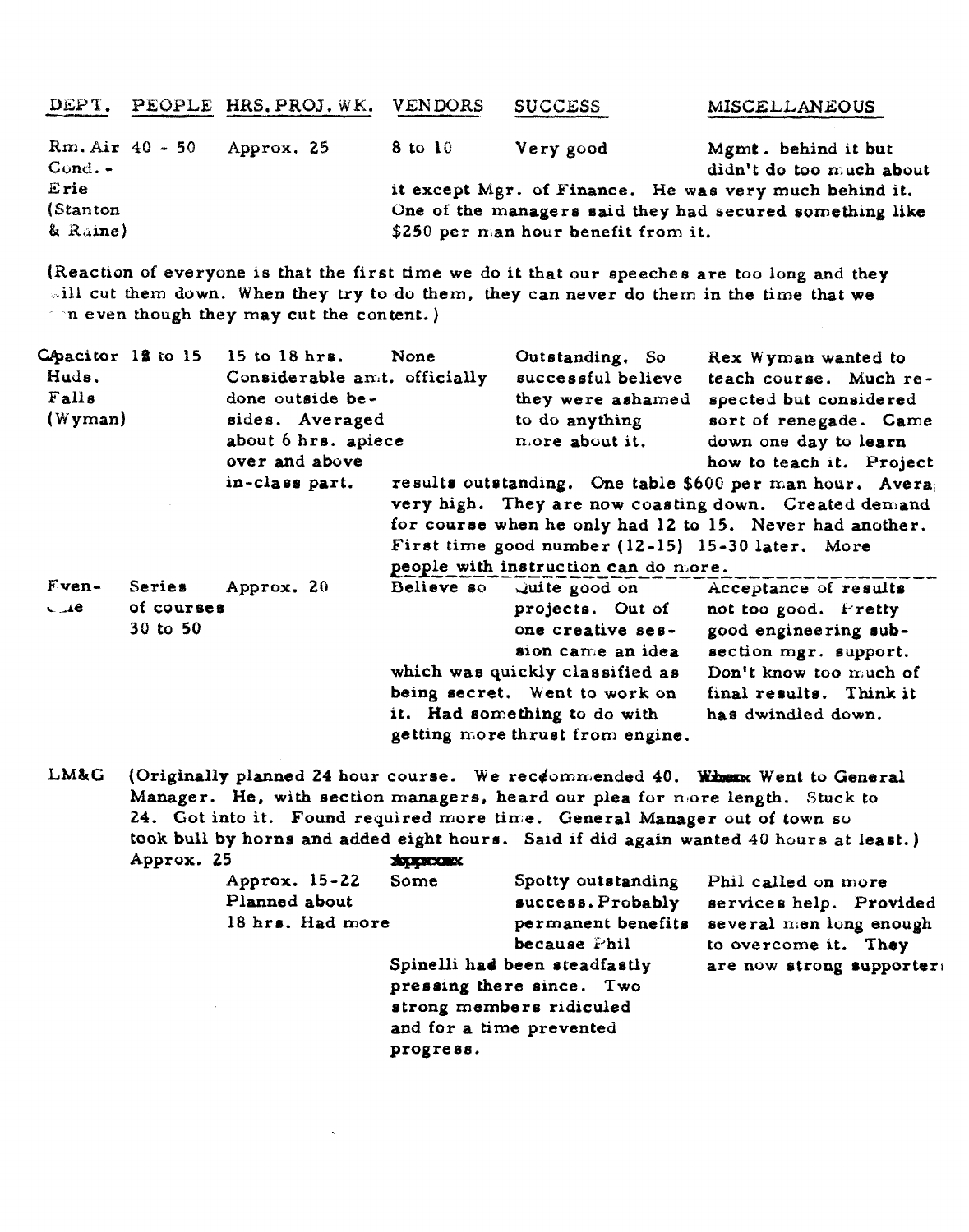| DEPT. | PEOPLE | HRS. PROJ. WK. | VENDORS | SUCCESS | MISCELLANEOUS |
|---|---|---|---|---|---|
| Rm. Air Cond. - Erie (Stanton & Raine) | 40 - 50 | Approx. 25 | 8 to 10 | Very good | Mgmt. behind it but didn't do too much about it except Mgr. of Finance. He was very much behind it. One of the managers said they had secured something like $250 per man hour benefit from it. |

(Reaction of everyone is that the first time we do it that our speeches are too long and they will cut them down. When they try to do them, they can never do them in the time that we ... n even though they may cut the content.)

| DEPT. | PEOPLE | HRS. PROJ. WK. | VENDORS | SUCCESS | MISCELLANEOUS |
|---|---|---|---|---|---|
| Capacitor Huds. Falls (Wyman) | 12 to 15 | 15 to 18 hrs. Considerable amt. officially done outside besides. Averaged about 6 hrs. apiece over and above in-class part. | None | Outstanding. So successful believe they were ashamed to do anything more about it. | Rex Wyman wanted to teach course. Much respected but considered sort of renegade. Came down one day to learn how to teach it. Project results outstanding. One table $600 per man hour. Avera... very high. They are now coasting down. Created demand for course when he only had 12 to 15. Never had another. First time good number (12-15) 15-30 later. More people with instruction can do more. |
| Even-...e | Series of courses 30 to 50 | Approx. 20 | Believe so | Quite good on projects. Out of one creative session came an idea which was quickly classified as being secret. Went to work on it. Had something to do with getting more thrust from engine. | Acceptance of results not too good. Pretty good engineering subsection mgr. support. Don't know too much of final results. Think it has dwindled down. |

LM&G (Originally planned 24 hour course. We recommended 40. Went to General Manager. He, with section managers, heard our plea for more length. Stuck to 24. Got into it. Found required more time. General Manager out of town so took bull by horns and added eight hours. Said if did again wanted 40 hours at least.)

| DEPT. | PEOPLE | HRS. PROJ. WK. | VENDORS | SUCCESS | MISCELLANEOUS |
|---|---|---|---|---|---|
| LM&G | Approx. 25 | Approx. 15-22 Planned about 18 hrs. Had more | Some | Spotty outstanding success. Probably permanent benefits because Phil Spinelli had been steadfastly pressing there since. Two strong members ridiculed and for a time prevented progress. | Phil called on more services help. Provided several men long enough to overcome it. They are now strong supporters |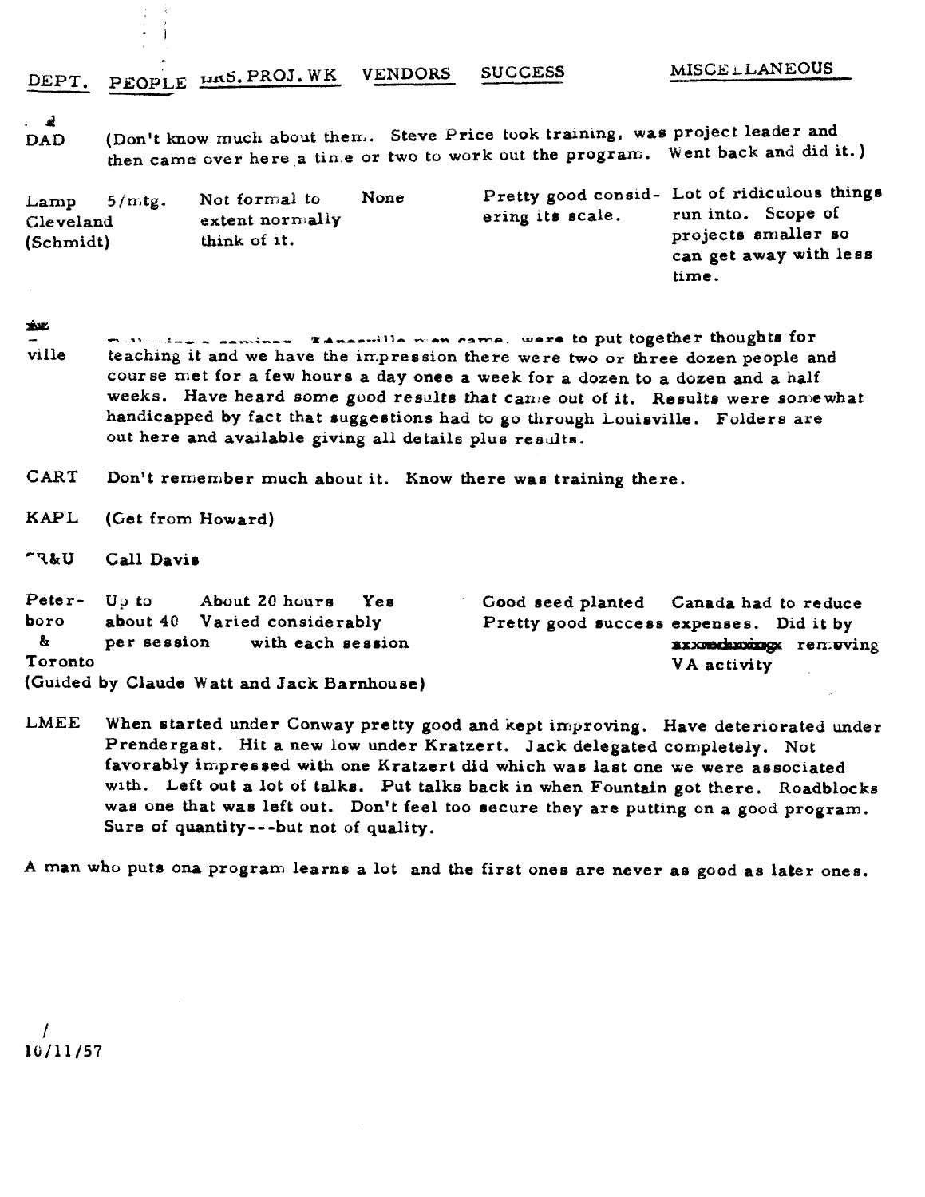| DEPT. | PEOPLE | HRS. PROJ. WK | VENDORS | SUCCESS | MISCELLANEOUS |
|---|---|---|---|---|---|
| DAD | (Don't know much about them. Steve Price took training, was project leader and then came over here a time or two to work out the program. Went back and did it.) | | | | |
| Lamp Cleveland (Schmidt) | 5/mtg. | Not formal to extent normally think of it. | None | Pretty good considering its scale. | Lot of ridiculous things run into. Scope of projects smaller so can get away with less time. |
| ...ville | Following a seminar Zanesville men came, were to put together thoughts for teaching it and we have the impression there were two or three dozen people and course met for a few hours a day onee a week for a dozen to a dozen and a half weeks. Have heard some good results that came out of it. Results were somewhat handicapped by fact that suggestions had to go through Louisville. Folders are out here and available giving all details plus results. | | | | |
| CART | Don't remember much about it. Know there was training there. | | | | |
| KAPL | (Get from Howard) | | | | |
| R&U | Call Davis | | | | |
| Peterboro & Toronto (Guided by Claude Watt and Jack Barnhouse) | Up to about 40 per session | About 20 hours Varied considerably with each session | Yes | Good seed planted Pretty good success | Canada had to reduce expenses. Did it by ~~xxxeducing~~ removing VA activity |
| LMEE | When started under Conway pretty good and kept improving. Have deteriorated under Prendergast. Hit a new low under Kratzert. Jack delegated completely. Not favorably impressed with one Kratzert did which was last one we were associated with. Left out a lot of talks. Put talks back in when Fountain got there. Roadblocks was one that was left out. Don't feel too secure they are putting on a good program. Sure of quantity---but not of quality. | | | | |

A man who puts ona program learns a lot and the first ones are never as good as later ones.

10/11/57